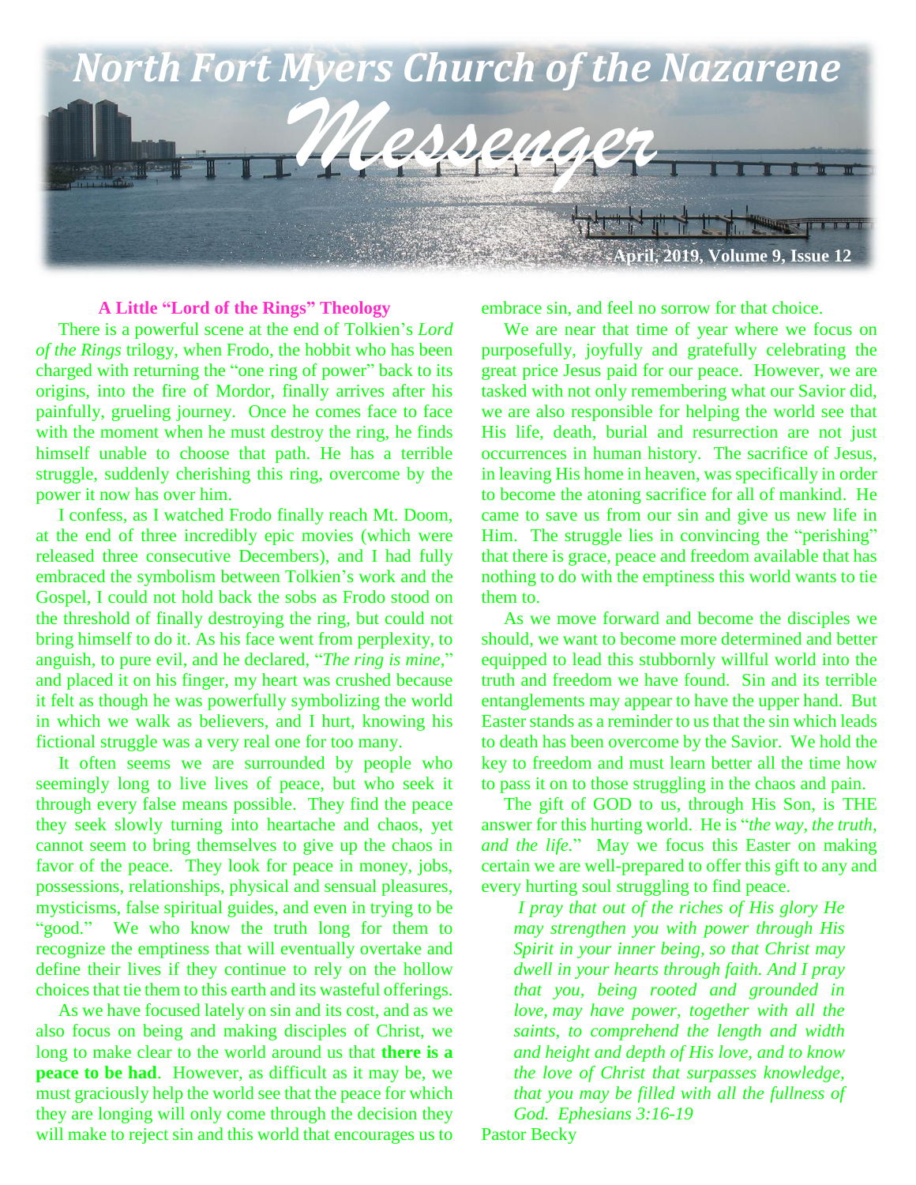# North Fort Myers Church of the Nazarene

# Messenger

April, 2019, Volume 9, Issue 12

## A Little "Lord of the Rings" Theology

There is a powerful scene at the end of Tolkien's *Lord of the Rings* trilogy, when Frodo, the hobbit who has been charged with returning the "one ring of power" back to its origins, into the fire of Mordor, finally arrives after his painfully, grueling journey. Once he comes face to face with the moment when he must destroy the ring, he finds himself unable to choose that path. He has a terrible struggle, suddenly cherishing this ring, overcome by the power it now has over him.

I confess, as I watched Frodo finally reach Mt. Doom, at the end of three incredibly epic movies (which were released three consecutive Decembers), and I had fully embraced the symbolism between Tolkien's work and the Gospel, I could not hold back the sobs as Frodo stood on the threshold of finally destroying the ring, but could not bring himself to do it. As his face went from perplexity, to anguish, to pure evil, and he declared, "*The ring is mine*," and placed it on his finger, my heart was crushed because it felt as though he was powerfully symbolizing the world in which we walk as believers, and I hurt, knowing his fictional struggle was a very real one for too many.

It often seems we are surrounded by people who seemingly long to live lives of peace, but who seek it through every false means possible. They find the peace they seek slowly turning into heartache and chaos, yet cannot seem to bring themselves to give up the chaos in favor of the peace. They look for peace in money, jobs, possessions, relationships, physical and sensual pleasures, mysticisms, false spiritual guides, and even in trying to be "good." We who know the truth long for them to recognize the emptiness that will eventually overtake and define their lives if they continue to rely on the hollow choices that tie them to this earth and its wasteful offerings.

As we have focused lately on sin and its cost, and as we also focus on being and making disciples of Christ, we long to make clear to the world around us that **there is a peace to be had**. However, as difficult as it may be, we must graciously help the world see that the peace for which they are longing will only come through the decision they will make to reject sin and this world that encourages us to embrace sin, and feel no sorrow for that choice.

We are near that time of year where we focus on purposefully, joyfully and gratefully celebrating the great price Jesus paid for our peace. However, we are tasked with not only remembering what our Savior did, we are also responsible for helping the world see that His life, death, burial and resurrection are not just occurrences in human history. The sacrifice of Jesus, in leaving His home in heaven, was specifically in order to become the atoning sacrifice for all of mankind. He came to save us from our sin and give us new life in Him. The struggle lies in convincing the "perishing" that there is grace, peace and freedom available that has nothing to do with the emptiness this world wants to tie them to.

As we move forward and become the disciples we should, we want to become more determined and better equipped to lead this stubbornly willful world into the truth and freedom we have found. Sin and its terrible entanglements may appear to have the upper hand. But Easter stands as a reminder to us that the sin which leads to death has been overcome by the Savior. We hold the key to freedom and must learn better all the time how to pass it on to those struggling in the chaos and pain.

The gift of GOD to us, through His Son, is THE answer for this hurting world. He is "*the way, the truth, and the life.*" May we focus this Easter on making certain we are well-prepared to offer this gift to any and every hurting soul struggling to find peace.

> *I pray that out of the riches of His glory He may strengthen you with power through His Spirit in your inner being, so that Christ may dwell in your hearts through faith. And I pray that you, being rooted and grounded in love, may have power, together with all the saints, to comprehend the length and width and height and depth of His love, and to know the love of Christ that surpasses knowledge, that you may be filled with all the fullness of God. Ephesians 3:16-19*

Pastor Becky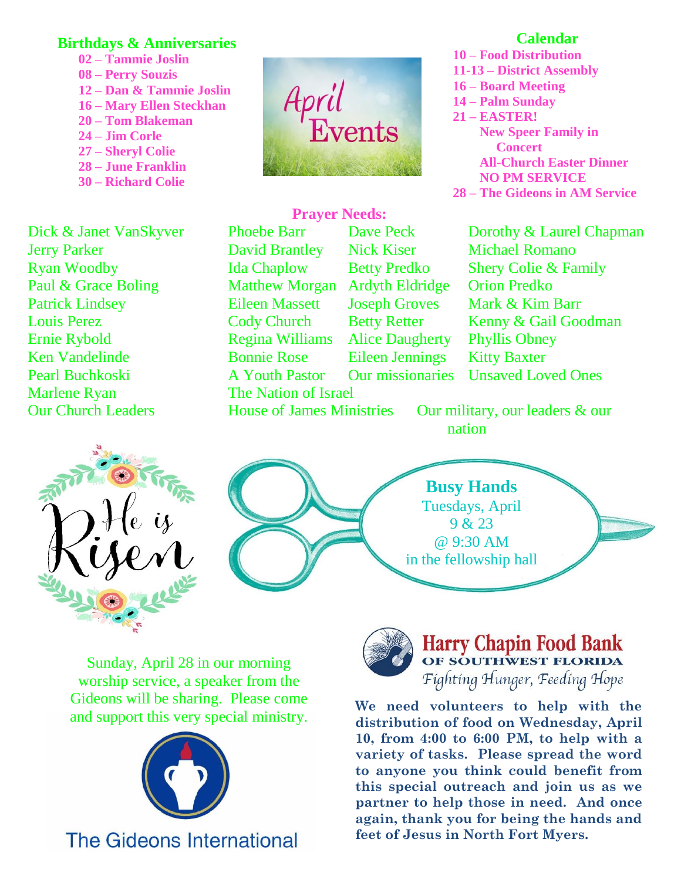## Birthdays & Anniversaries

- **02 – Tammie Joslin**
- **08 – Perry Souzis**
- **12 – Dan & Tammie Joslin**
- **16 – Mary Ellen Steckhan**
- **20 – Tom Blakeman**
- **24 – Jim Corle**
- **27 – Sheryl Colie**
- **28 – June Franklin**
- **30 – Richard Colie**

April Events

## Calendar

- **10 – Food Distribution**
- **11-13 – District Assembly**
- **16 – Board Meeting**
- **14 – Palm Sunday**
- **21 – EASTER!**
  - **New Speer Family in Concert**
  - **All-Church Easter Dinner**
  - **NO PM SERVICE**
- **28 – The Gideons in AM Service**

## Prayer Needs:

Dick & Janet VanSkyver
Jerry Parker
Ryan Woodby
Paul & Grace Boling
Patrick Lindsey
Louis Perez
Ernie Rybold
Ken Vandelinde
Pearl Buchkoski
Marlene Ryan
Our Church Leaders
Phoebe Barr
David Brantley
Ida Chaplow
Matthew Morgan
Eileen Massett
Cody Church
Regina Williams
Bonnie Rose
A Youth Pastor
The Nation of Israel
House of James Ministries
Dave Peck
Nick Kiser
Betty Predko
Ardyth Eldridge
Joseph Groves
Betty Retter
Alice Daugherty
Eileen Jennings
Our missionaries
Dorothy & Laurel Chapman
Michael Romano
Shery Colie & Family
Orion Predko
Mark & Kim Barr
Kenny & Gail Goodman
Phyllis Obney
Kitty Baxter
Unsaved Loved Ones
Our military, our leaders & our nation

He is Risen

**Busy Hands**
Tuesdays, April 9 & 23
@ 9:30 AM
in the fellowship hall

Sunday, April 28 in our morning worship service, a speaker from the Gideons will be sharing. Please come and support this very special ministry.

The Gideons International

**Harry Chapin Food Bank**
**OF SOUTHWEST FLORIDA**
*Fighting Hunger, Feeding Hope*

**We need volunteers to help with the distribution of food on Wednesday, April 10, from 4:00 to 6:00 PM, to help with a variety of tasks. Please spread the word to anyone you think could benefit from this special outreach and join us as we partner to help those in need. And once again, thank you for being the hands and feet of Jesus in North Fort Myers.**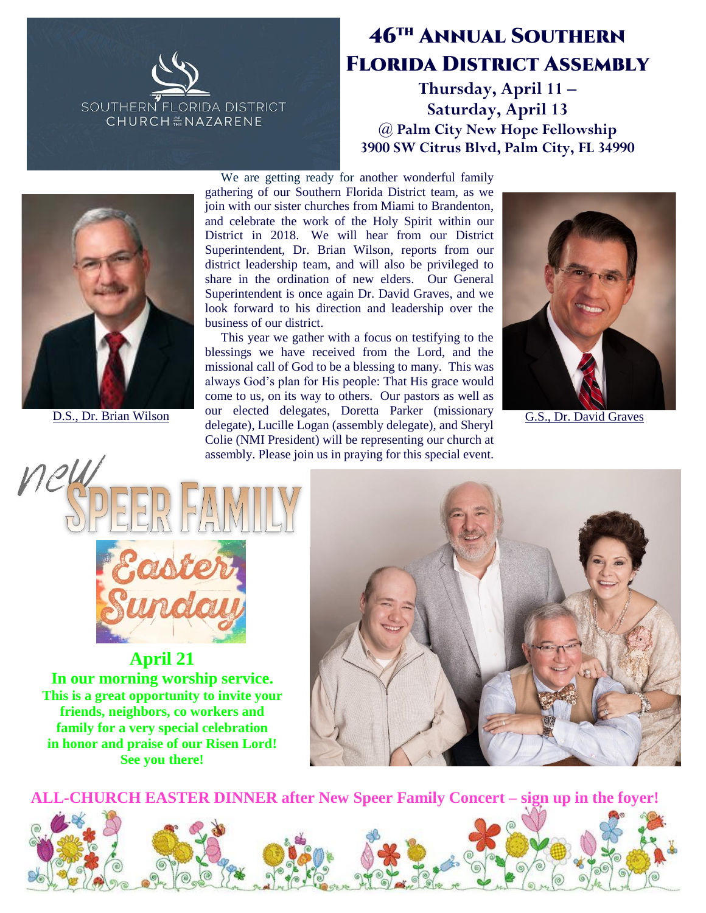SOUTHERN FLORIDA DISTRICT
CHURCH OF THE NAZARENE

# 46TH ANNUAL SOUTHERN FLORIDA DISTRICT ASSEMBLY

**Thursday, April 11 – Saturday, April 13**

**@ Palm City New Hope Fellowship**

**3900 SW Citrus Blvd, Palm City, FL 34990**

We are getting ready for another wonderful family gathering of our Southern Florida District team, as we join with our sister churches from Miami to Brandenton, and celebrate the work of the Holy Spirit within our District in 2018. We will hear from our District Superintendent, Dr. Brian Wilson, reports from our district leadership team, and will also be privileged to share in the ordination of new elders. Our General Superintendent is once again Dr. David Graves, and we look forward to his direction and leadership over the business of our district.

This year we gather with a focus on testifying to the blessings we have received from the Lord, and the missional call of God to be a blessing to many. This was always God's plan for His people: That His grace would come to us, on its way to others. Our pastors as well as our elected delegates, Doretta Parker (missionary delegate), Lucille Logan (assembly delegate), and Sheryl Colie (NMI President) will be representing our church at assembly. Please join us in praying for this special event.

D.S., Dr. Brian Wilson

G.S., Dr. David Graves

## new SPEER FAMILY

**Easter Sunday**

**April 21**

**In our morning worship service.**

**This is a great opportunity to invite your friends, neighbors, co workers and family for a very special celebration in honor and praise of our Risen Lord! See you there!**

**ALL-CHURCH EASTER DINNER after New Speer Family Concert – sign up in the foyer!**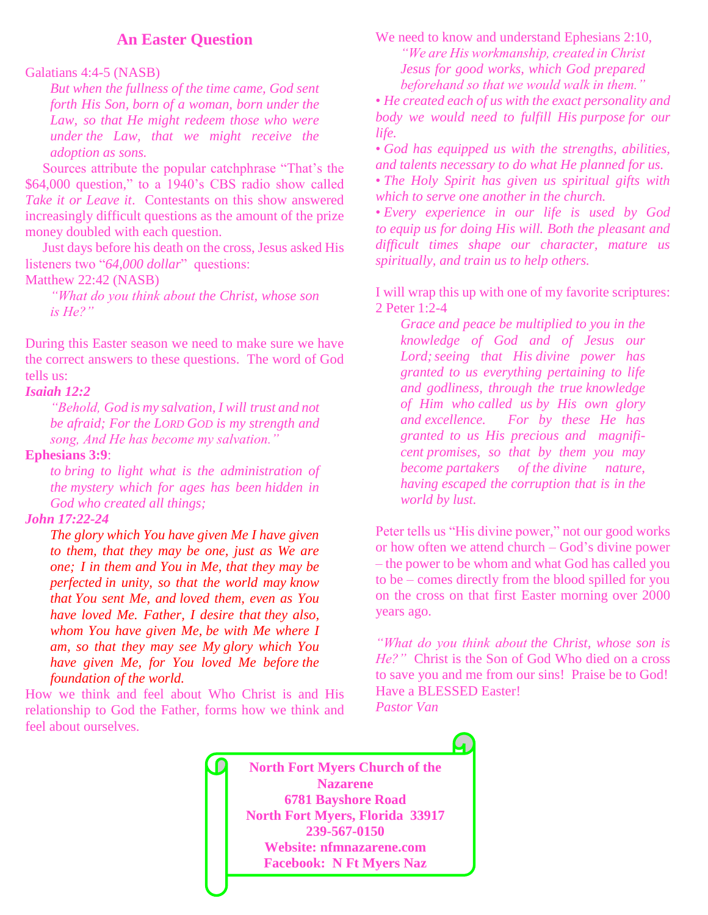## An Easter Question

Galatians 4:4-5 (NASB)

> *But when the fullness of the time came, God sent forth His Son, born of a woman, born under the Law, so that He might redeem those who were under the Law, that we might receive the adoption as sons.*

Sources attribute the popular catchphrase "That's the $64,000 question," to a 1940's CBS radio show called *Take it or Leave it*. Contestants on this show answered increasingly difficult questions as the amount of the prize money doubled with each question.

Just days before his death on the cross, Jesus asked His listeners two "*64,000 dollar*" questions:

Matthew 22:42 (NASB)

> *"What do you think about the Christ, whose son is He?"*

During this Easter season we need to make sure we have the correct answers to these questions. The word of God tells us:

***Isaiah 12:2***

> *"Behold, God is my salvation, I will trust and not be afraid; For the LORD GOD is my strength and song, And He has become my salvation."*

**Ephesians 3:9**:

> *to bring to light what is the administration of the mystery which for ages has been hidden in God who created all things;*

***John 17:22-24***

> *The glory which You have given Me I have given to them, that they may be one, just as We are one; I in them and You in Me, that they may be perfected in unity, so that the world may know that You sent Me, and loved them, even as You have loved Me. Father, I desire that they also, whom You have given Me, be with Me where I am, so that they may see My glory which You have given Me, for You loved Me before the foundation of the world.*

How we think and feel about Who Christ is and His relationship to God the Father, forms how we think and feel about ourselves.

We need to know and understand Ephesians 2:10,

> *"We are His workmanship, created in Christ Jesus for good works, which God prepared beforehand so that we would walk in them."*

- *He created each of us with the exact personality and body we would need to fulfill His purpose for our life.*
- *God has equipped us with the strengths, abilities, and talents necessary to do what He planned for us.*
- *The Holy Spirit has given us spiritual gifts with which to serve one another in the church.*
- *Every experience in our life is used by God to equip us for doing His will. Both the pleasant and difficult times shape our character, mature us spiritually, and train us to help others.*

I will wrap this up with one of my favorite scriptures: 2 Peter 1:2-4

> *Grace and peace be multiplied to you in the knowledge of God and of Jesus our Lord; seeing that His divine power has granted to us everything pertaining to life and godliness, through the true knowledge of Him who called us by His own glory and excellence. For by these He has granted to us His precious and magnificent promises, so that by them you may become partakers of the divine nature, having escaped the corruption that is in the world by lust.*

Peter tells us "His divine power," not our good works or how often we attend church – God's divine power – the power to be whom and what God has called you to be – comes directly from the blood spilled for you on the cross on that first Easter morning over 2000 years ago.

*"What do you think about the Christ, whose son is He?"* Christ is the Son of God Who died on a cross to save you and me from our sins! Praise be to God! Have a BLESSED Easter!

*Pastor Van*

**North Fort Myers Church of the Nazarene**
**6781 Bayshore Road**
**North Fort Myers, Florida 33917**
**239-567-0150**
**Website: nfmnazarene.com**
**Facebook: N Ft Myers Naz**